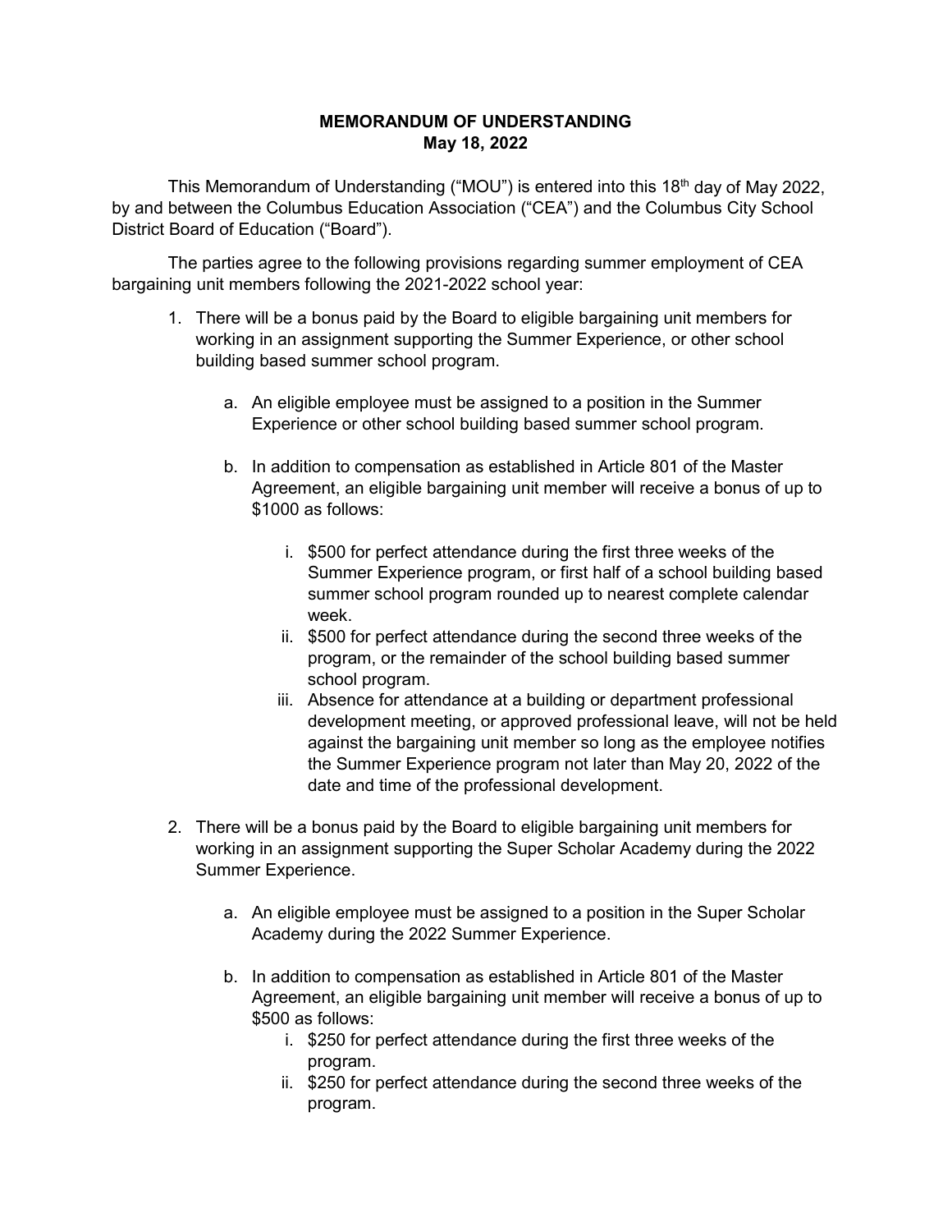**MEMORANDUM OF UNDERSTANDING**
**May 18, 2022**

This Memorandum of Understanding ("MOU") is entered into this 18th day of May 2022, by and between the Columbus Education Association ("CEA") and the Columbus City School District Board of Education ("Board").

The parties agree to the following provisions regarding summer employment of CEA bargaining unit members following the 2021-2022 school year:

1. There will be a bonus paid by the Board to eligible bargaining unit members for working in an assignment supporting the Summer Experience, or other school building based summer school program.

    a. An eligible employee must be assigned to a position in the Summer Experience or other school building based summer school program.

    b. In addition to compensation as established in Article 801 of the Master Agreement, an eligible bargaining unit member will receive a bonus of up to $1000 as follows:

        i. $500 for perfect attendance during the first three weeks of the Summer Experience program, or first half of a school building based summer school program rounded up to nearest complete calendar week.
        ii. $500 for perfect attendance during the second three weeks of the program, or the remainder of the school building based summer school program.
        iii. Absence for attendance at a building or department professional development meeting, or approved professional leave, will not be held against the bargaining unit member so long as the employee notifies the Summer Experience program not later than May 20, 2022 of the date and time of the professional development.

2. There will be a bonus paid by the Board to eligible bargaining unit members for working in an assignment supporting the Super Scholar Academy during the 2022 Summer Experience.

    a. An eligible employee must be assigned to a position in the Super Scholar Academy during the 2022 Summer Experience.

    b. In addition to compensation as established in Article 801 of the Master Agreement, an eligible bargaining unit member will receive a bonus of up to $500 as follows:
        i. $250 for perfect attendance during the first three weeks of the program.
        ii. $250 for perfect attendance during the second three weeks of the program.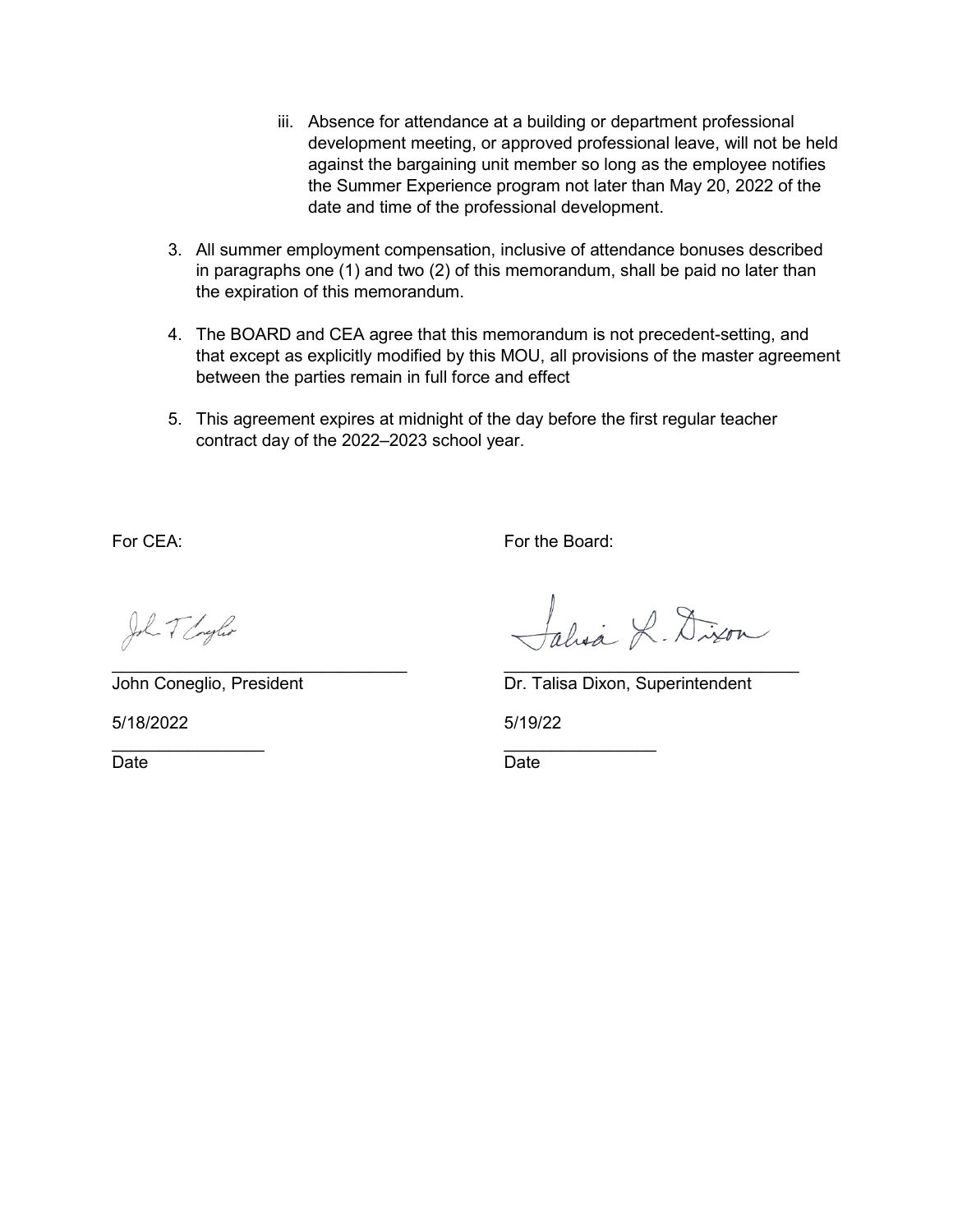iii. Absence for attendance at a building or department professional development meeting, or approved professional leave, will not be held against the bargaining unit member so long as the employee notifies the Summer Experience program not later than May 20, 2022 of the date and time of the professional development.

3. All summer employment compensation, inclusive of attendance bonuses described in paragraphs one (1) and two (2) of this memorandum, shall be paid no later than the expiration of this memorandum.

4. The BOARD and CEA agree that this memorandum is not precedent-setting, and that except as explicitly modified by this MOU, all provisions of the master agreement between the parties remain in full force and effect

5. This agreement expires at midnight of the day before the first regular teacher contract day of the 2022–2023 school year.

For CEA:

John T Coneglio

_______________________________
John Coneglio, President

5/18/2022
_______________
Date

For the Board:

Talisa L. Dixon

_______________________________
Dr. Talisa Dixon, Superintendent

5/19/22
_______________
Date